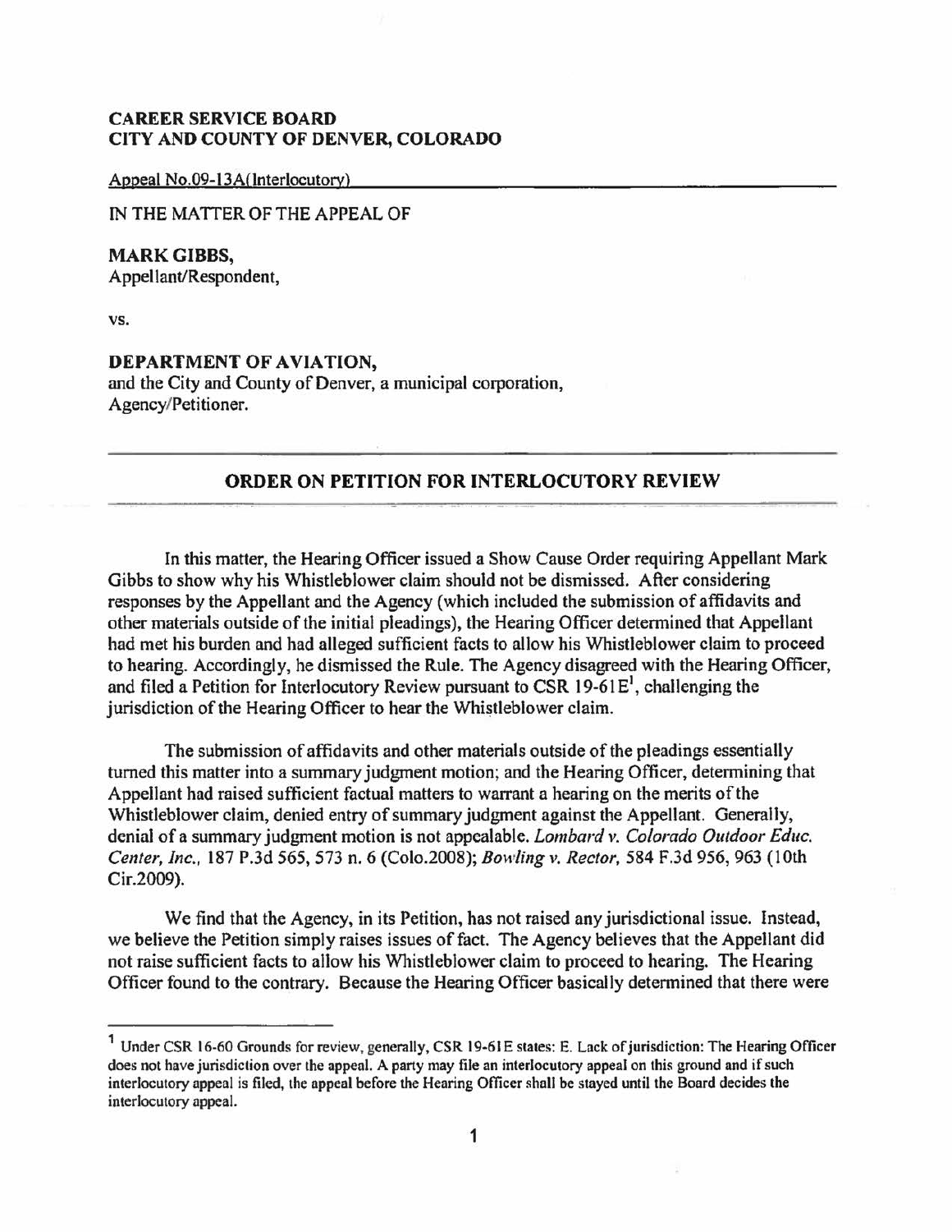**CAREER SERVICE BOARD**
**CITY AND COUNTY OF DENVER, COLORADO**

Appeal No.09-13A(Interlocutory)

IN THE MATTER OF THE APPEAL OF

**MARK GIBBS,**
Appellant/Respondent,

vs.

**DEPARTMENT OF AVIATION,**
and the City and County of Denver, a municipal corporation,
Agency/Petitioner.

## ORDER ON PETITION FOR INTERLOCUTORY REVIEW

In this matter, the Hearing Officer issued a Show Cause Order requiring Appellant Mark Gibbs to show why his Whistleblower claim should not be dismissed. After considering responses by the Appellant and the Agency (which included the submission of affidavits and other materials outside of the initial pleadings), the Hearing Officer determined that Appellant had met his burden and had alleged sufficient facts to allow his Whistleblower claim to proceed to hearing. Accordingly, he dismissed the Rule. The Agency disagreed with the Hearing Officer, and filed a Petition for Interlocutory Review pursuant to CSR 19-61E[1], challenging the jurisdiction of the Hearing Officer to hear the Whistleblower claim.

The submission of affidavits and other materials outside of the pleadings essentially turned this matter into a summary judgment motion; and the Hearing Officer, determining that Appellant had raised sufficient factual matters to warrant a hearing on the merits of the Whistleblower claim, denied entry of summary judgment against the Appellant. Generally, denial of a summary judgment motion is not appealable. *Lombard v. Colorado Outdoor Educ. Center, Inc.*, 187 P.3d 565, 573 n. 6 (Colo.2008); *Bowling v. Rector*, 584 F.3d 956, 963 (10th Cir.2009).

We find that the Agency, in its Petition, has not raised any jurisdictional issue. Instead, we believe the Petition simply raises issues of fact. The Agency believes that the Appellant did not raise sufficient facts to allow his Whistleblower claim to proceed to hearing. The Hearing Officer found to the contrary. Because the Hearing Officer basically determined that there were

---

[1] Under CSR 16-60 Grounds for review, generally, CSR 19-61E states: E. Lack of jurisdiction: The Hearing Officer does not have jurisdiction over the appeal. A party may file an interlocutory appeal on this ground and if such interlocutory appeal is filed, the appeal before the Hearing Officer shall be stayed until the Board decides the interlocutory appeal.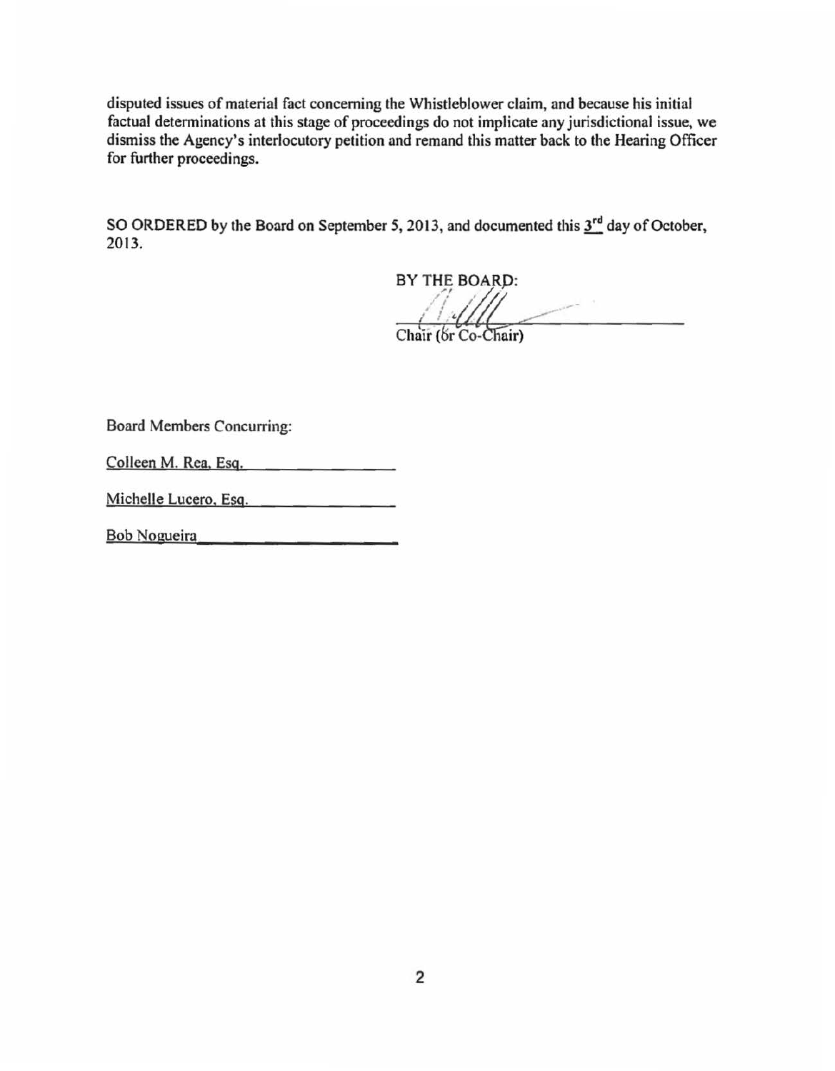disputed issues of material fact concerning the Whistleblower claim, and because his initial factual determinations at this stage of proceedings do not implicate any jurisdictional issue, we dismiss the Agency's interlocutory petition and remand this matter back to the Hearing Officer for further proceedings.

SO ORDERED by the Board on September 5, 2013, and documented this 3rd day of October, 2013.

BY THE BOARD:

Chair (or Co-Chair)

Board Members Concurring:

Colleen M. Rea, Esq.

Michelle Lucero, Esq.

Bob Nogueira